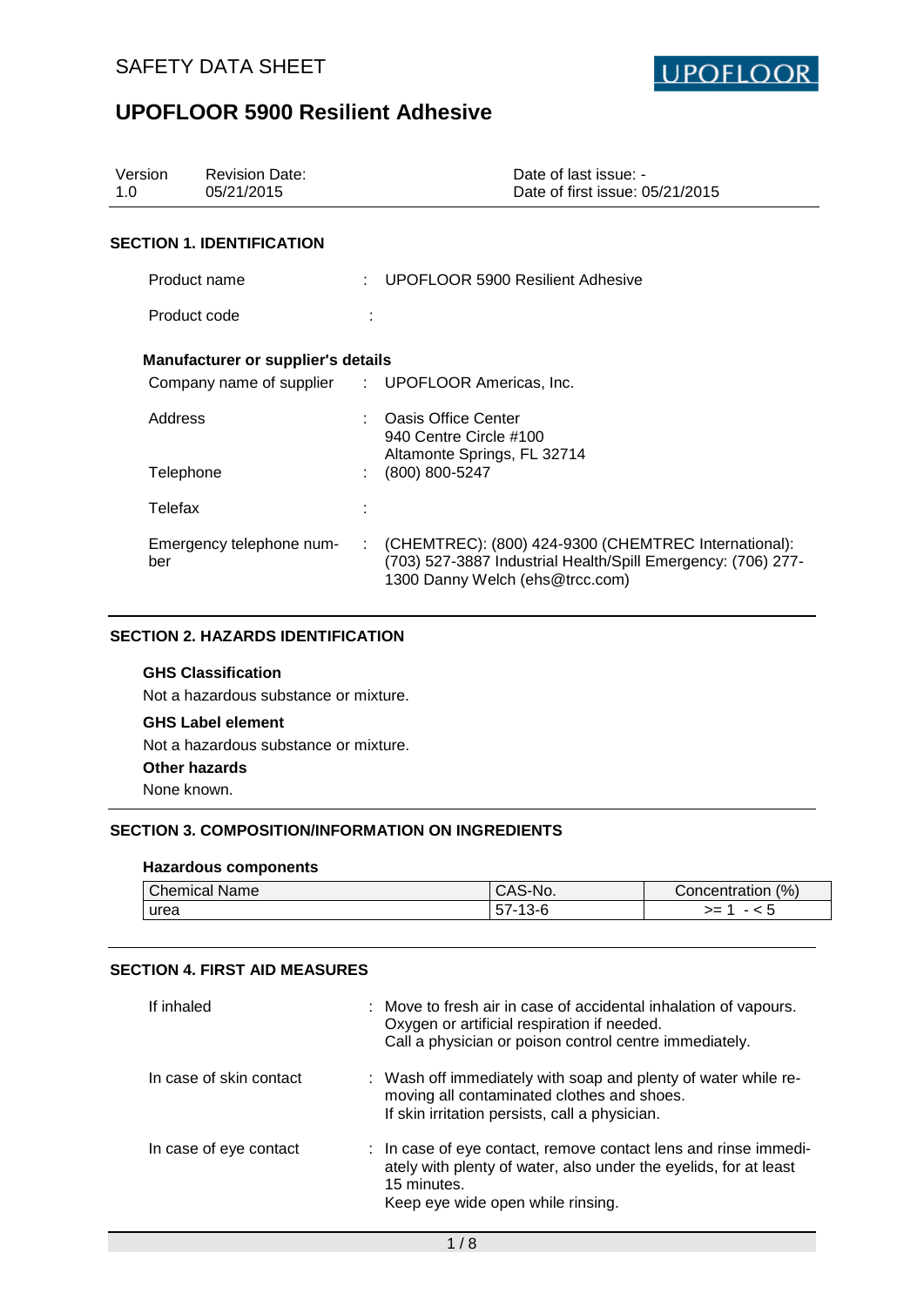SAFETY DATA SHEET

# UPOFLOOR 5900 Resilient Adhesive

| Version | Revision Date: | Date of last issue: - |
|---|---|---|
| 1.0 | 05/21/2015 | Date of first issue: 05/21/2015 |

## SECTION 1. IDENTIFICATION

| | | |
|---|---|---|
| Product name | : | UPOFLOOR 5900 Resilient Adhesive |
| Product code | : | |

**Manufacturer or supplier's details**

| | | |
|---|---|---|
| Company name of supplier | : | UPOFLOOR Americas, Inc. |
| Address | : | Oasis Office Center<br>940 Centre Circle #100<br>Altamonte Springs, FL 32714 |
| Telephone | : | (800) 800-5247 |
| Telefax | : | |
| Emergency telephone number | : | (CHEMTREC): (800) 424-9300 (CHEMTREC International): (703) 527-3887 Industrial Health/Spill Emergency: (706) 277-1300 Danny Welch (ehs@trcc.com) |

## SECTION 2. HAZARDS IDENTIFICATION

**GHS Classification**

Not a hazardous substance or mixture.

**GHS Label element**

Not a hazardous substance or mixture.

**Other hazards**

None known.

## SECTION 3. COMPOSITION/INFORMATION ON INGREDIENTS

**Hazardous components**

| Chemical Name | CAS-No. | Concentration (%) |
|---|---|---|
| urea | 57-13-6 | >= 1 - < 5 |

## SECTION 4. FIRST AID MEASURES

| | | |
|---|---|---|
| If inhaled | : | Move to fresh air in case of accidental inhalation of vapours.<br>Oxygen or artificial respiration if needed.<br>Call a physician or poison control centre immediately. |
| In case of skin contact | : | Wash off immediately with soap and plenty of water while removing all contaminated clothes and shoes.<br>If skin irritation persists, call a physician. |
| In case of eye contact | : | In case of eye contact, remove contact lens and rinse immediately with plenty of water, also under the eyelids, for at least 15 minutes.<br>Keep eye wide open while rinsing. |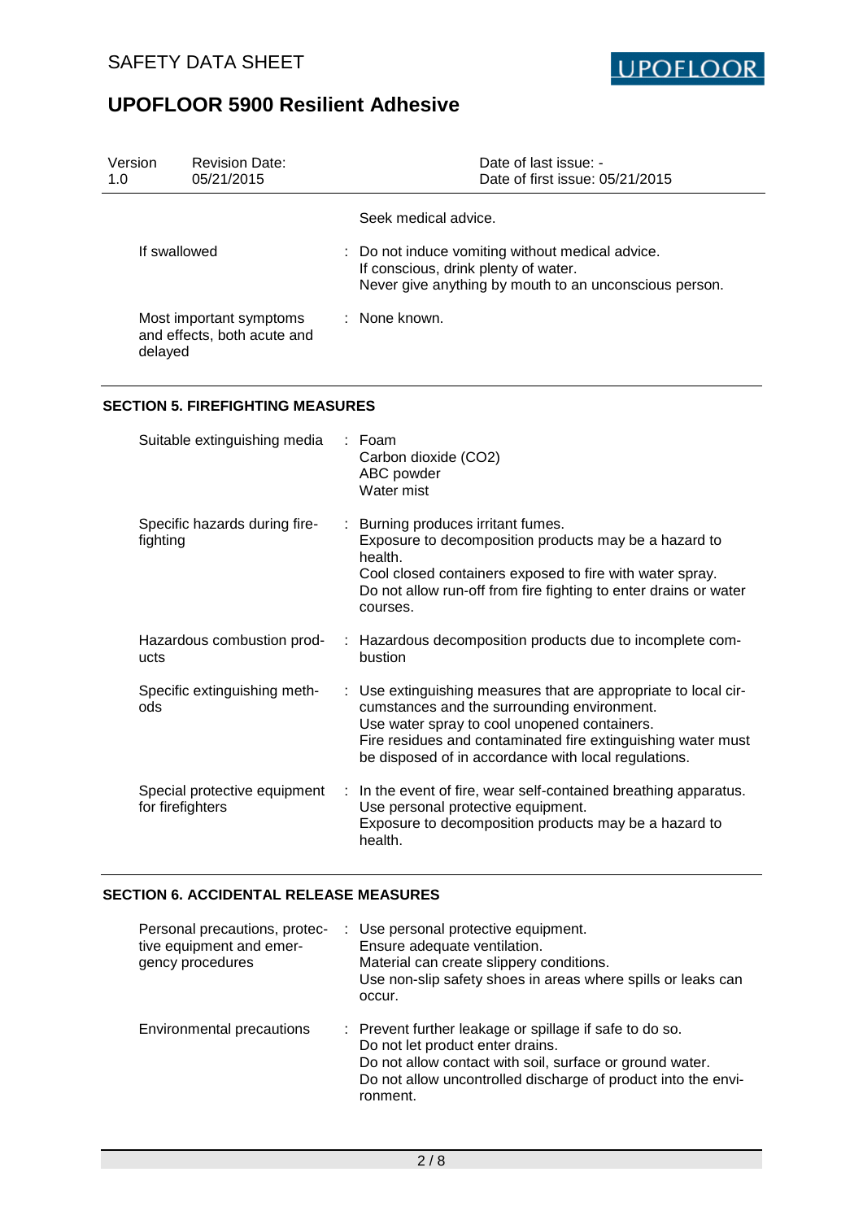| | |
|---|---|
| | Seek medical advice. |
| If swallowed | : Do not induce vomiting without medical advice.<br>If conscious, drink plenty of water.<br>Never give anything by mouth to an unconscious person. |
| Most important symptoms and effects, both acute and delayed | : None known. |

## SECTION 5. FIREFIGHTING MEASURES

| | |
|---|---|
| Suitable extinguishing media | : Foam<br>Carbon dioxide ($CO_2$)<br>ABC powder<br>Water mist |
| Specific hazards during fire-fighting | : Burning produces irritant fumes.<br>Exposure to decomposition products may be a hazard to health.<br>Cool closed containers exposed to fire with water spray.<br>Do not allow run-off from fire fighting to enter drains or water courses. |
| Hazardous combustion products | : Hazardous decomposition products due to incomplete combustion |
| Specific extinguishing methods | : Use extinguishing measures that are appropriate to local circumstances and the surrounding environment.<br>Use water spray to cool unopened containers.<br>Fire residues and contaminated fire extinguishing water must be disposed of in accordance with local regulations. |
| Special protective equipment for firefighters | : In the event of fire, wear self-contained breathing apparatus.<br>Use personal protective equipment.<br>Exposure to decomposition products may be a hazard to health. |

## SECTION 6. ACCIDENTAL RELEASE MEASURES

| | |
|---|---|
| Personal precautions, protective equipment and emergency procedures | : Use personal protective equipment.<br>Ensure adequate ventilation.<br>Material can create slippery conditions.<br>Use non-slip safety shoes in areas where spills or leaks can occur. |
| Environmental precautions | : Prevent further leakage or spillage if safe to do so.<br>Do not let product enter drains.<br>Do not allow contact with soil, surface or ground water.<br>Do not allow uncontrolled discharge of product into the environment. |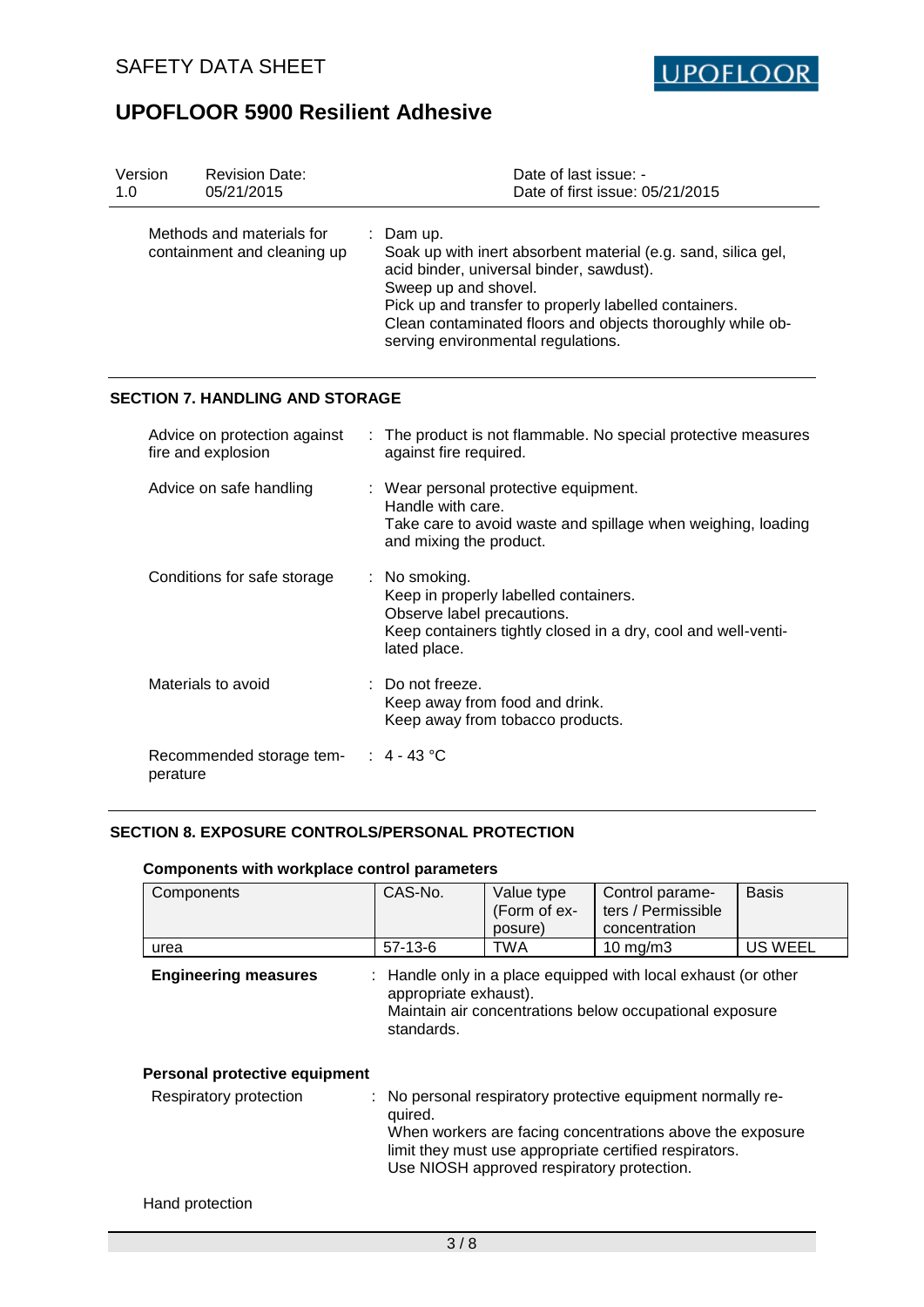| Version | Revision Date: | Date of last issue: - |
|---|---|---|
| 1.0 | 05/21/2015 | Date of first issue: 05/21/2015 |

Methods and materials for containment and cleaning up : Dam up.
Soak up with inert absorbent material (e.g. sand, silica gel, acid binder, universal binder, sawdust).
Sweep up and shovel.
Pick up and transfer to properly labelled containers.
Clean contaminated floors and objects thoroughly while observing environmental regulations.

## SECTION 7. HANDLING AND STORAGE

Advice on protection against fire and explosion : The product is not flammable. No special protective measures against fire required.

Advice on safe handling : Wear personal protective equipment.
Handle with care.
Take care to avoid waste and spillage when weighing, loading and mixing the product.

Conditions for safe storage : No smoking.
Keep in properly labelled containers.
Observe label precautions.
Keep containers tightly closed in a dry, cool and well-ventilated place.

Materials to avoid : Do not freeze.
Keep away from food and drink.
Keep away from tobacco products.

Recommended storage temperature : 4 - 43 °C

## SECTION 8. EXPOSURE CONTROLS/PERSONAL PROTECTION

### Components with workplace control parameters

| Components | CAS-No. | Value type (Form of exposure) | Control parameters / Permissible concentration | Basis |
|---|---|---|---|---|
| urea | 57-13-6 | TWA | 10 mg/m3 | US WEEL |

**Engineering measures** : Handle only in a place equipped with local exhaust (or other appropriate exhaust).
Maintain air concentrations below occupational exposure standards.

### Personal protective equipment

Respiratory protection : No personal respiratory protective equipment normally required.
When workers are facing concentrations above the exposure limit they must use appropriate certified respirators.
Use NIOSH approved respiratory protection.

Hand protection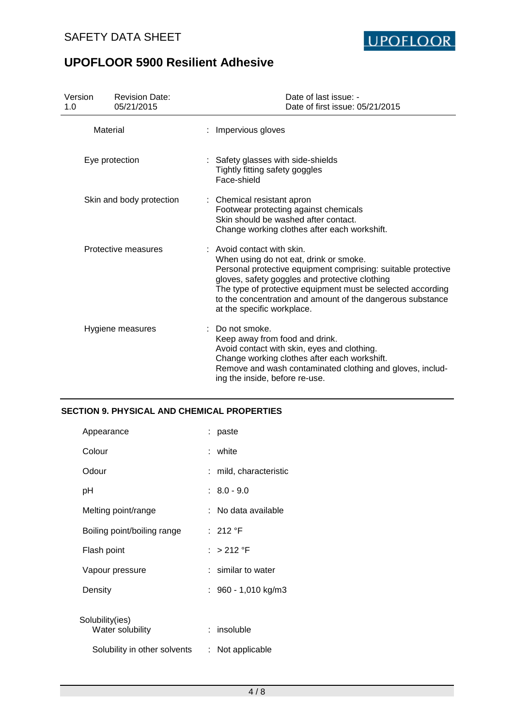| | |
|---|---|
| Material | : Impervious gloves |
| Eye protection | : Safety glasses with side-shields<br>Tightly fitting safety goggles<br>Face-shield |
| Skin and body protection | : Chemical resistant apron<br>Footwear protecting against chemicals<br>Skin should be washed after contact.<br>Change working clothes after each workshift. |
| Protective measures | : Avoid contact with skin.<br>When using do not eat, drink or smoke.<br>Personal protective equipment comprising: suitable protective gloves, safety goggles and protective clothing<br>The type of protective equipment must be selected according to the concentration and amount of the dangerous substance at the specific workplace. |
| Hygiene measures | : Do not smoke.<br>Keep away from food and drink.<br>Avoid contact with skin, eyes and clothing.<br>Change working clothes after each workshift.<br>Remove and wash contaminated clothing and gloves, including the inside, before re-use. |

## SECTION 9. PHYSICAL AND CHEMICAL PROPERTIES

| | |
|---|---|
| Appearance | : paste |
| Colour | : white |
| Odour | : mild, characteristic |
| pH | : 8.0 - 9.0 |
| Melting point/range | : No data available |
| Boiling point/boiling range | : 212 °F |
| Flash point | : > 212 °F |
| Vapour pressure | : similar to water |
| Density | : 960 - 1,010 kg/m3 |
| Solubility(ies)<br>Water solubility | : insoluble |
| Solubility in other solvents | : Not applicable |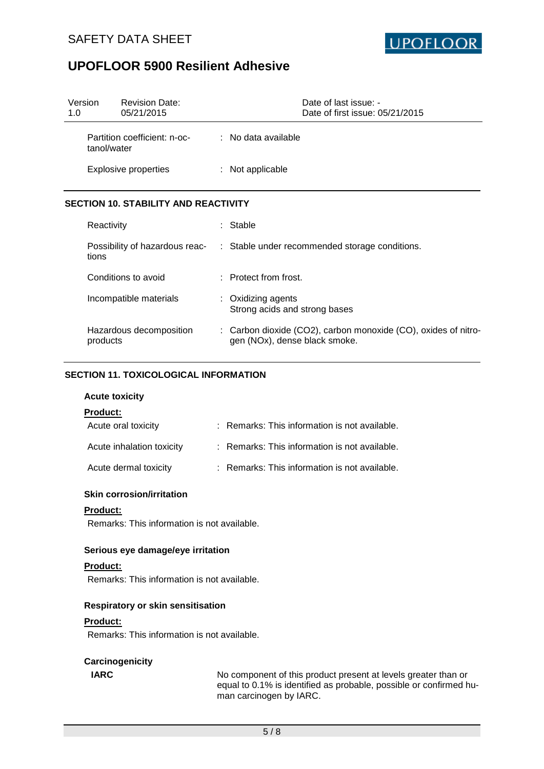| | |
|---|---|
| Partition coefficient: n-octanol/water | : No data available |
| Explosive properties | : Not applicable |

## SECTION 10. STABILITY AND REACTIVITY

| | |
|---|---|
| Reactivity | : Stable |
| Possibility of hazardous reactions | : Stable under recommended storage conditions. |
| Conditions to avoid | : Protect from frost. |
| Incompatible materials | : Oxidizing agents<br>Strong acids and strong bases |
| Hazardous decomposition products | : Carbon dioxide ($CO_2$), carbon monoxide (CO), oxides of nitrogen ($NO_x$), dense black smoke. |

## SECTION 11. TOXICOLOGICAL INFORMATION

### Acute toxicity

**Product:**

| | |
|---|---|
| Acute oral toxicity | : Remarks: This information is not available. |
| Acute inhalation toxicity | : Remarks: This information is not available. |
| Acute dermal toxicity | : Remarks: This information is not available. |

### Skin corrosion/irritation

**Product:**

Remarks: This information is not available.

### Serious eye damage/eye irritation

**Product:**

Remarks: This information is not available.

### Respiratory or skin sensitisation

**Product:**

Remarks: This information is not available.

### Carcinogenicity

**IARC** No component of this product present at levels greater than or equal to 0.1% is identified as probable, possible or confirmed human carcinogen by IARC.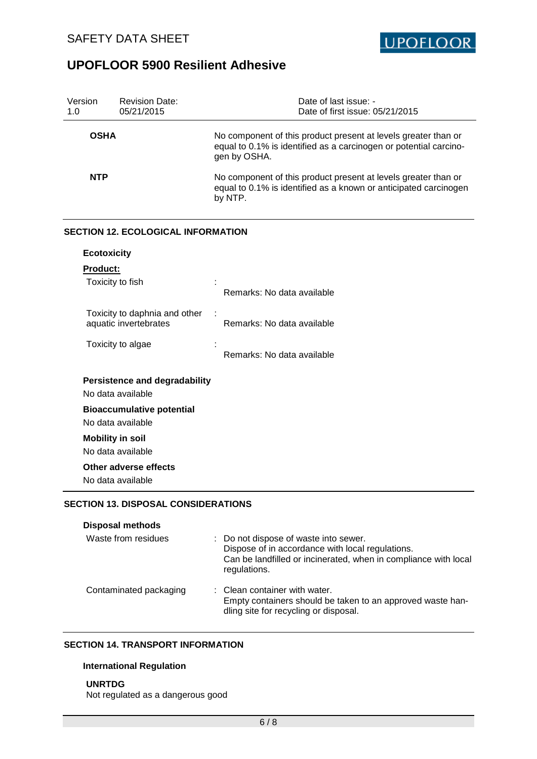| | |
|---|---|
| **OSHA** | No component of this product present at levels greater than or equal to 0.1% is identified as a carcinogen or potential carcinogen by OSHA. |
| **NTP** | No component of this product present at levels greater than or equal to 0.1% is identified as a known or anticipated carcinogen by NTP. |

## SECTION 12. ECOLOGICAL INFORMATION

### Ecotoxicity

**Product:**

| | | |
|---|---|---|
| Toxicity to fish | : | Remarks: No data available |
| Toxicity to daphnia and other aquatic invertebrates | : | Remarks: No data available |
| Toxicity to algae | : | Remarks: No data available |

### Persistence and degradability

No data available

### Bioaccumulative potential

No data available

### Mobility in soil

No data available

### Other adverse effects

No data available

## SECTION 13. DISPOSAL CONSIDERATIONS

### Disposal methods

| | | |
|---|---|---|
| Waste from residues | : | Do not dispose of waste into sewer.<br>Dispose of in accordance with local regulations.<br>Can be landfilled or incinerated, when in compliance with local regulations. |
| Contaminated packaging | : | Clean container with water.<br>Empty containers should be taken to an approved waste handling site for recycling or disposal. |

## SECTION 14. TRANSPORT INFORMATION

### International Regulation

**UNRTDG**

Not regulated as a dangerous good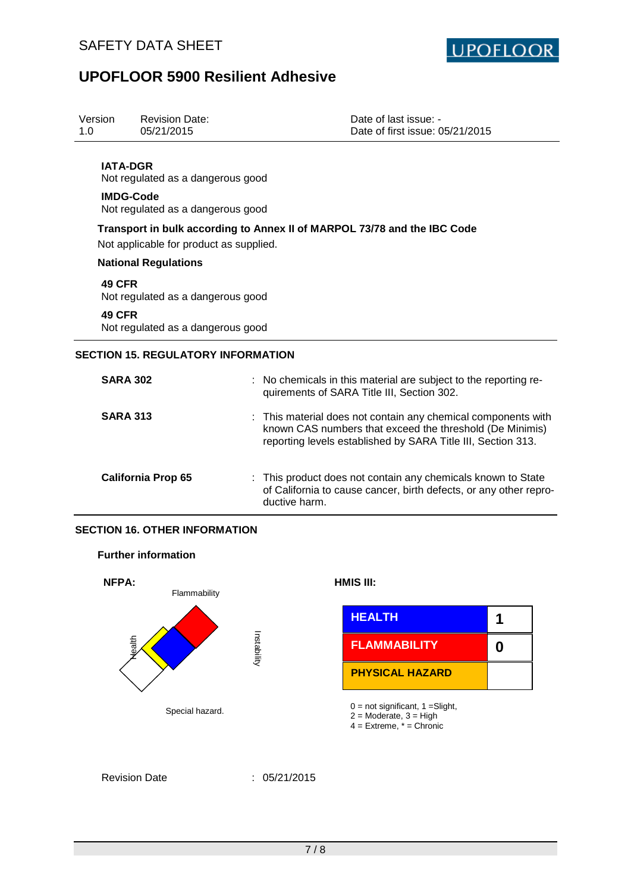| Version | Revision Date: | Date of last issue: - |
|---|---|---|
| 1.0 | 05/21/2015 | Date of first issue: 05/21/2015 |

**IATA-DGR**
Not regulated as a dangerous good

**IMDG-Code**
Not regulated as a dangerous good

**Transport in bulk according to Annex II of MARPOL 73/78 and the IBC Code**

Not applicable for product as supplied.

**National Regulations**

**49 CFR**
Not regulated as a dangerous good

**49 CFR**
Not regulated as a dangerous good

## SECTION 15. REGULATORY INFORMATION

**SARA 302** : No chemicals in this material are subject to the reporting requirements of SARA Title III, Section 302.

**SARA 313** : This material does not contain any chemical components with known CAS numbers that exceed the threshold (De Minimis) reporting levels established by SARA Title III, Section 313.

**California Prop 65** : This product does not contain any chemicals known to State of California to cause cancer, birth defects, or any other reproductive harm.

## SECTION 16. OTHER INFORMATION

**Further information**

**NFPA:**

Flammability

Health

Instability

Special hazard.

**HMIS III:**

| HEALTH | 1 |
|---|---|
| FLAMMABILITY | 0 |
| PHYSICAL HAZARD | |

0 = not significant, 1 =Slight,
2 = Moderate, 3 = High
4 = Extreme, * = Chronic

Revision Date : 05/21/2015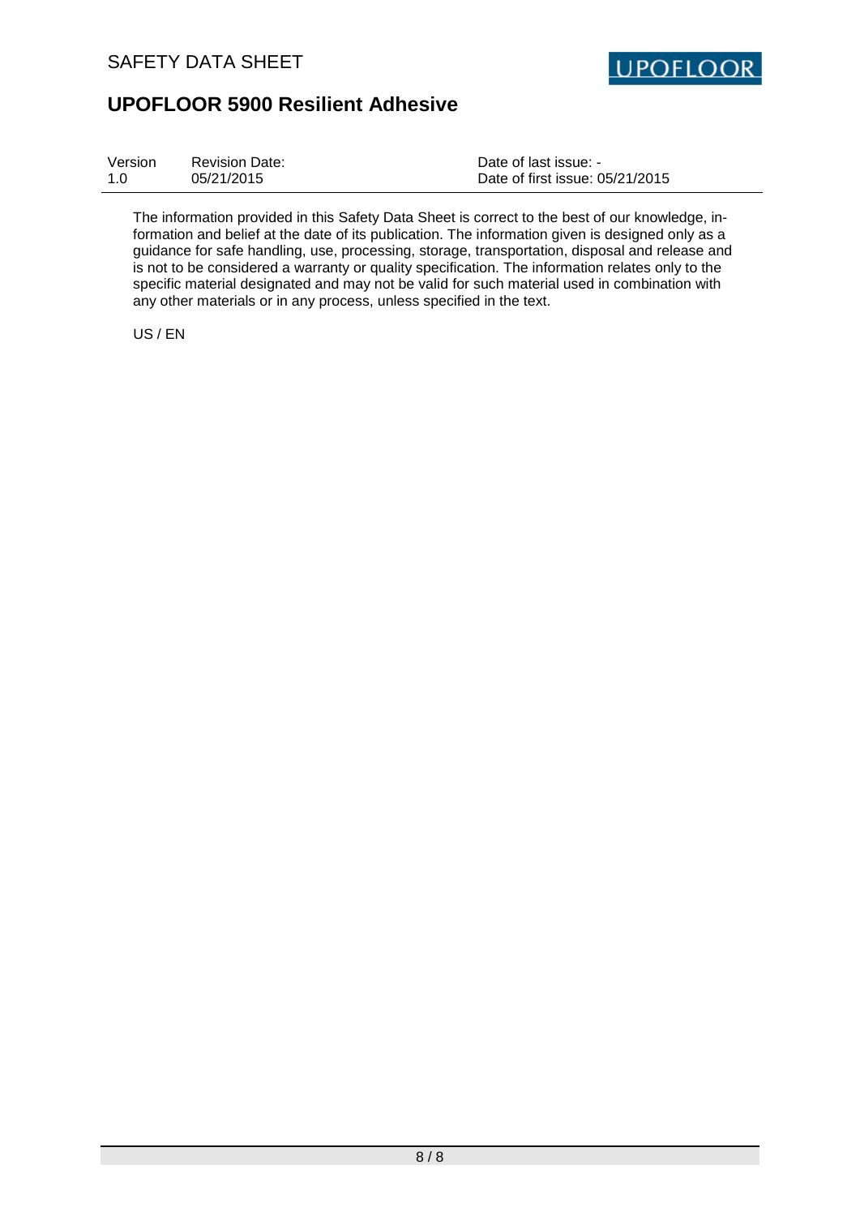The information provided in this Safety Data Sheet is correct to the best of our knowledge, information and belief at the date of its publication. The information given is designed only as a guidance for safe handling, use, processing, storage, transportation, disposal and release and is not to be considered a warranty or quality specification. The information relates only to the specific material designated and may not be valid for such material used in combination with any other materials or in any process, unless specified in the text.

US / EN